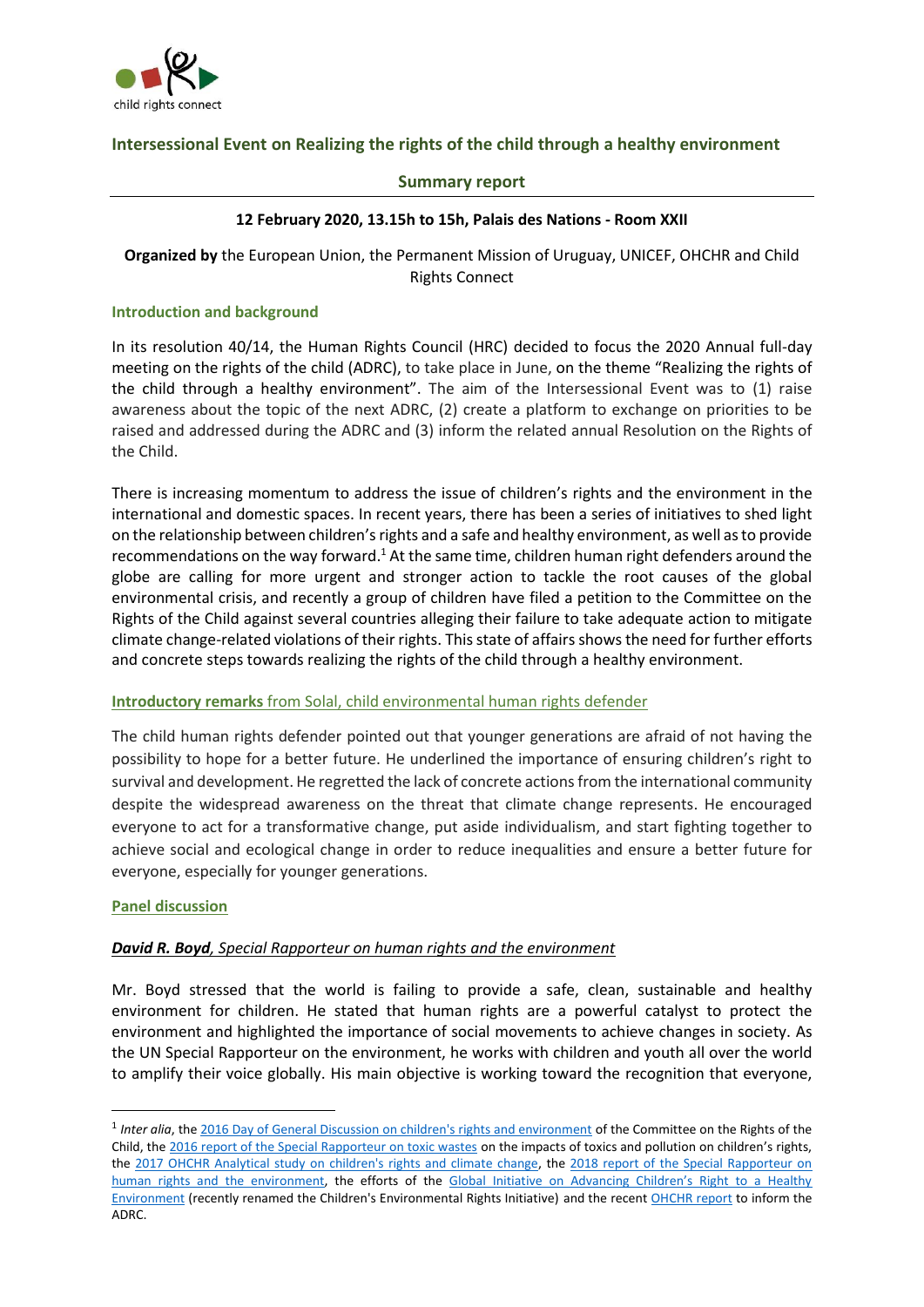child rights connect

## Intersessional Event on Realizing the rights of the child through a healthy environment

### Summary report

**12 February 2020, 13.15h to 15h, Palais des Nations - Room XXII**

**Organized by** the European Union, the Permanent Mission of Uruguay, UNICEF, OHCHR and Child Rights Connect

### Introduction and background

In its resolution 40/14, the Human Rights Council (HRC) decided to focus the 2020 Annual full-day meeting on the rights of the child (ADRC), to take place in June, on the theme "Realizing the rights of the child through a healthy environment". The aim of the Intersessional Event was to (1) raise awareness about the topic of the next ADRC, (2) create a platform to exchange on priorities to be raised and addressed during the ADRC and (3) inform the related annual Resolution on the Rights of the Child.

There is increasing momentum to address the issue of children's rights and the environment in the international and domestic spaces. In recent years, there has been a series of initiatives to shed light on the relationship between children's rights and a safe and healthy environment, as well as to provide recommendations on the way forward.[1] At the same time, children human right defenders around the globe are calling for more urgent and stronger action to tackle the root causes of the global environmental crisis, and recently a group of children have filed a petition to the Committee on the Rights of the Child against several countries alleging their failure to take adequate action to mitigate climate change-related violations of their rights. This state of affairs shows the need for further efforts and concrete steps towards realizing the rights of the child through a healthy environment.

### Introductory remarks from Solal, child environmental human rights defender

The child human rights defender pointed out that younger generations are afraid of not having the possibility to hope for a better future. He underlined the importance of ensuring children's right to survival and development. He regretted the lack of concrete actions from the international community despite the widespread awareness on the threat that climate change represents. He encouraged everyone to act for a transformative change, put aside individualism, and start fighting together to achieve social and ecological change in order to reduce inequalities and ensure a better future for everyone, especially for younger generations.

### Panel discussion

#### ***David R. Boyd**, Special Rapporteur on human rights and the environment*

Mr. Boyd stressed that the world is failing to provide a safe, clean, sustainable and healthy environment for children. He stated that human rights are a powerful catalyst to protect the environment and highlighted the importance of social movements to achieve changes in society. As the UN Special Rapporteur on the environment, he works with children and youth all over the world to amplify their voice globally. His main objective is working toward the recognition that everyone,

---

[1] *Inter alia*, the 2016 Day of General Discussion on children's rights and environment of the Committee on the Rights of the Child, the 2016 report of the Special Rapporteur on toxic wastes on the impacts of toxics and pollution on children's rights, the 2017 OHCHR Analytical study on children's rights and climate change, the 2018 report of the Special Rapporteur on human rights and the environment, the efforts of the Global Initiative on Advancing Children's Right to a Healthy Environment (recently renamed the Children's Environmental Rights Initiative) and the recent OHCHR report to inform the ADRC.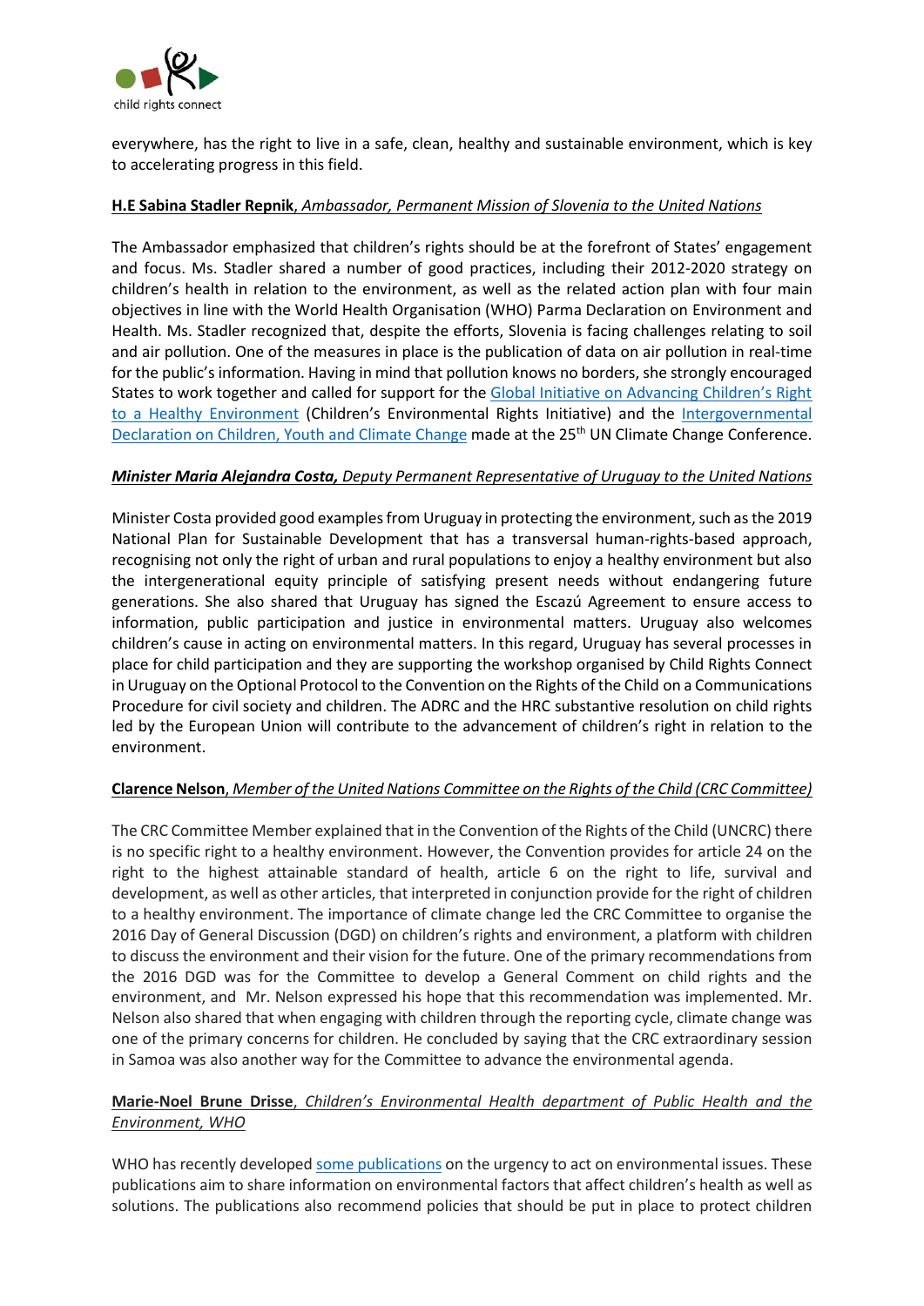everywhere, has the right to live in a safe, clean, healthy and sustainable environment, which is key to accelerating progress in this field.

**H.E Sabina Stadler Repnik**, *Ambassador, Permanent Mission of Slovenia to the United Nations*

The Ambassador emphasized that children's rights should be at the forefront of States' engagement and focus. Ms. Stadler shared a number of good practices, including their 2012-2020 strategy on children's health in relation to the environment, as well as the related action plan with four main objectives in line with the World Health Organisation (WHO) Parma Declaration on Environment and Health. Ms. Stadler recognized that, despite the efforts, Slovenia is facing challenges relating to soil and air pollution. One of the measures in place is the publication of data on air pollution in real-time for the public's information. Having in mind that pollution knows no borders, she strongly encouraged States to work together and called for support for the Global Initiative on Advancing Children's Right to a Healthy Environment (Children's Environmental Rights Initiative) and the Intergovernmental Declaration on Children, Youth and Climate Change made at the 25th UN Climate Change Conference.

***Minister Maria Alejandra Costa,*** *Deputy Permanent Representative of Uruguay to the United Nations*

Minister Costa provided good examples from Uruguay in protecting the environment, such as the 2019 National Plan for Sustainable Development that has a transversal human-rights-based approach, recognising not only the right of urban and rural populations to enjoy a healthy environment but also the intergenerational equity principle of satisfying present needs without endangering future generations. She also shared that Uruguay has signed the Escazú Agreement to ensure access to information, public participation and justice in environmental matters. Uruguay also welcomes children's cause in acting on environmental matters. In this regard, Uruguay has several processes in place for child participation and they are supporting the workshop organised by Child Rights Connect in Uruguay on the Optional Protocol to the Convention on the Rights of the Child on a Communications Procedure for civil society and children. The ADRC and the HRC substantive resolution on child rights led by the European Union will contribute to the advancement of children's right in relation to the environment.

**Clarence Nelson**, *Member of the United Nations Committee on the Rights of the Child (CRC Committee)*

The CRC Committee Member explained that in the Convention of the Rights of the Child (UNCRC) there is no specific right to a healthy environment. However, the Convention provides for article 24 on the right to the highest attainable standard of health, article 6 on the right to life, survival and development, as well as other articles, that interpreted in conjunction provide for the right of children to a healthy environment. The importance of climate change led the CRC Committee to organise the 2016 Day of General Discussion (DGD) on children's rights and environment, a platform with children to discuss the environment and their vision for the future. One of the primary recommendations from the 2016 DGD was for the Committee to develop a General Comment on child rights and the environment, and Mr. Nelson expressed his hope that this recommendation was implemented. Mr. Nelson also shared that when engaging with children through the reporting cycle, climate change was one of the primary concerns for children. He concluded by saying that the CRC extraordinary session in Samoa was also another way for the Committee to advance the environmental agenda.

**Marie-Noel Brune Drisse**, *Children's Environmental Health department of Public Health and the Environment, WHO*

WHO has recently developed some publications on the urgency to act on environmental issues. These publications aim to share information on environmental factors that affect children's health as well as solutions. The publications also recommend policies that should be put in place to protect children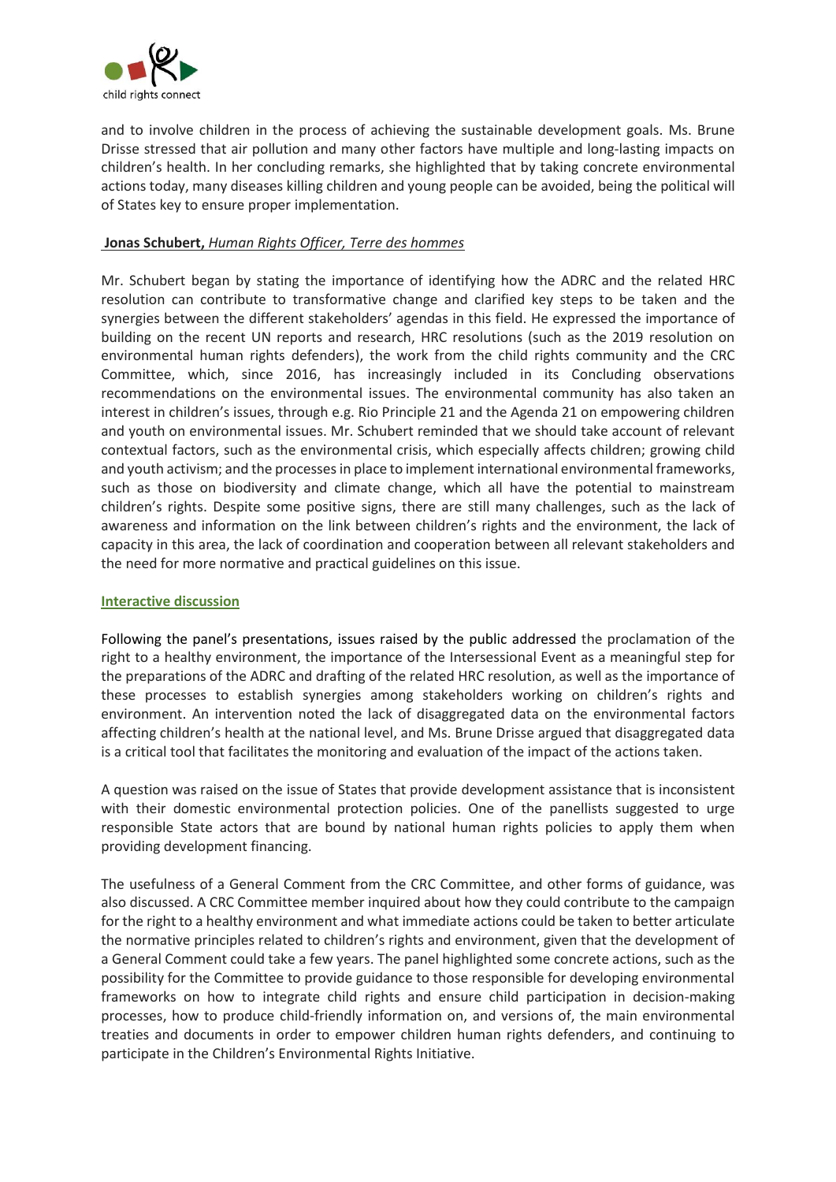and to involve children in the process of achieving the sustainable development goals. Ms. Brune Drisse stressed that air pollution and many other factors have multiple and long-lasting impacts on children's health. In her concluding remarks, she highlighted that by taking concrete environmental actions today, many diseases killing children and young people can be avoided, being the political will of States key to ensure proper implementation.

**Jonas Schubert,** *Human Rights Officer, Terre des hommes*

Mr. Schubert began by stating the importance of identifying how the ADRC and the related HRC resolution can contribute to transformative change and clarified key steps to be taken and the synergies between the different stakeholders' agendas in this field. He expressed the importance of building on the recent UN reports and research, HRC resolutions (such as the 2019 resolution on environmental human rights defenders), the work from the child rights community and the CRC Committee, which, since 2016, has increasingly included in its Concluding observations recommendations on the environmental issues. The environmental community has also taken an interest in children's issues, through e.g. Rio Principle 21 and the Agenda 21 on empowering children and youth on environmental issues. Mr. Schubert reminded that we should take account of relevant contextual factors, such as the environmental crisis, which especially affects children; growing child and youth activism; and the processes in place to implement international environmental frameworks, such as those on biodiversity and climate change, which all have the potential to mainstream children's rights. Despite some positive signs, there are still many challenges, such as the lack of awareness and information on the link between children's rights and the environment, the lack of capacity in this area, the lack of coordination and cooperation between all relevant stakeholders and the need for more normative and practical guidelines on this issue.

## Interactive discussion

Following the panel's presentations, issues raised by the public addressed the proclamation of the right to a healthy environment, the importance of the Intersessional Event as a meaningful step for the preparations of the ADRC and drafting of the related HRC resolution, as well as the importance of these processes to establish synergies among stakeholders working on children's rights and environment. An intervention noted the lack of disaggregated data on the environmental factors affecting children's health at the national level, and Ms. Brune Drisse argued that disaggregated data is a critical tool that facilitates the monitoring and evaluation of the impact of the actions taken.

A question was raised on the issue of States that provide development assistance that is inconsistent with their domestic environmental protection policies. One of the panellists suggested to urge responsible State actors that are bound by national human rights policies to apply them when providing development financing.

The usefulness of a General Comment from the CRC Committee, and other forms of guidance, was also discussed. A CRC Committee member inquired about how they could contribute to the campaign for the right to a healthy environment and what immediate actions could be taken to better articulate the normative principles related to children's rights and environment, given that the development of a General Comment could take a few years. The panel highlighted some concrete actions, such as the possibility for the Committee to provide guidance to those responsible for developing environmental frameworks on how to integrate child rights and ensure child participation in decision-making processes, how to produce child-friendly information on, and versions of, the main environmental treaties and documents in order to empower children human rights defenders, and continuing to participate in the Children's Environmental Rights Initiative.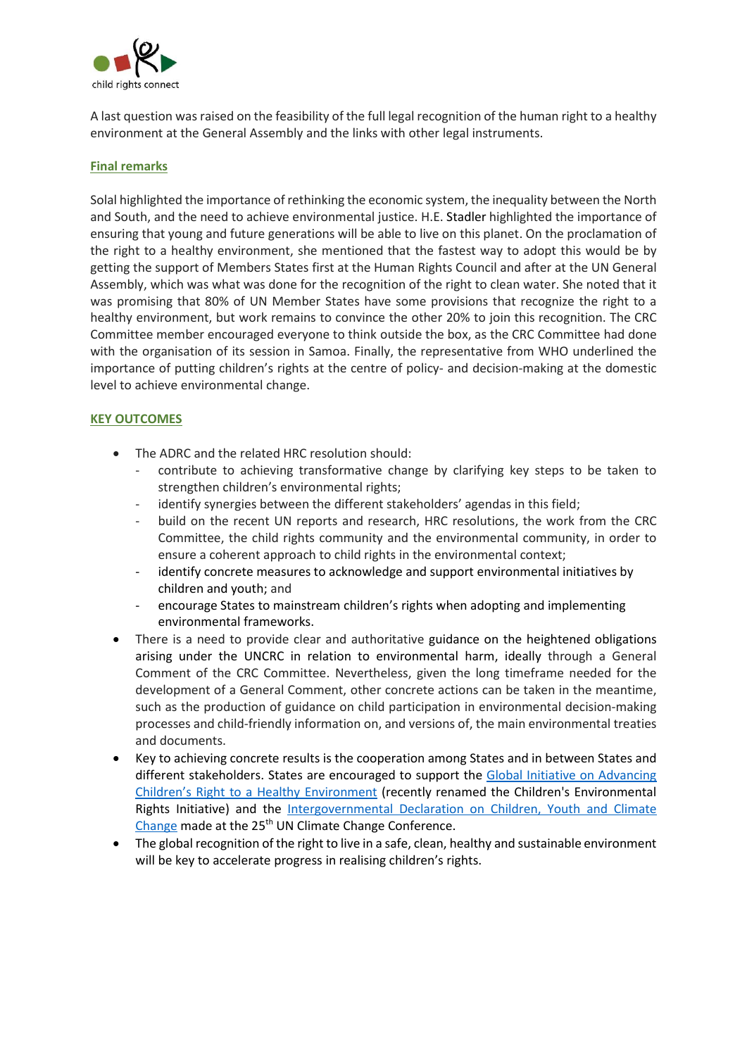A last question was raised on the feasibility of the full legal recognition of the human right to a healthy environment at the General Assembly and the links with other legal instruments.

## Final remarks

Solal highlighted the importance of rethinking the economic system, the inequality between the North and South, and the need to achieve environmental justice. H.E. Stadler highlighted the importance of ensuring that young and future generations will be able to live on this planet. On the proclamation of the right to a healthy environment, she mentioned that the fastest way to adopt this would be by getting the support of Members States first at the Human Rights Council and after at the UN General Assembly, which was what was done for the recognition of the right to clean water. She noted that it was promising that 80% of UN Member States have some provisions that recognize the right to a healthy environment, but work remains to convince the other 20% to join this recognition. The CRC Committee member encouraged everyone to think outside the box, as the CRC Committee had done with the organisation of its session in Samoa. Finally, the representative from WHO underlined the importance of putting children's rights at the centre of policy- and decision-making at the domestic level to achieve environmental change.

## KEY OUTCOMES

- The ADRC and the related HRC resolution should:
  - contribute to achieving transformative change by clarifying key steps to be taken to strengthen children's environmental rights;
  - identify synergies between the different stakeholders' agendas in this field;
  - build on the recent UN reports and research, HRC resolutions, the work from the CRC Committee, the child rights community and the environmental community, in order to ensure a coherent approach to child rights in the environmental context;
  - identify concrete measures to acknowledge and support environmental initiatives by children and youth; and
  - encourage States to mainstream children's rights when adopting and implementing environmental frameworks.
- There is a need to provide clear and authoritative guidance on the heightened obligations arising under the UNCRC in relation to environmental harm, ideally through a General Comment of the CRC Committee. Nevertheless, given the long timeframe needed for the development of a General Comment, other concrete actions can be taken in the meantime, such as the production of guidance on child participation in environmental decision-making processes and child-friendly information on, and versions of, the main environmental treaties and documents.
- Key to achieving concrete results is the cooperation among States and in between States and different stakeholders. States are encouraged to support the Global Initiative on Advancing Children's Right to a Healthy Environment (recently renamed the Children's Environmental Rights Initiative) and the Intergovernmental Declaration on Children, Youth and Climate Change made at the 25th UN Climate Change Conference.
- The global recognition of the right to live in a safe, clean, healthy and sustainable environment will be key to accelerate progress in realising children's rights.